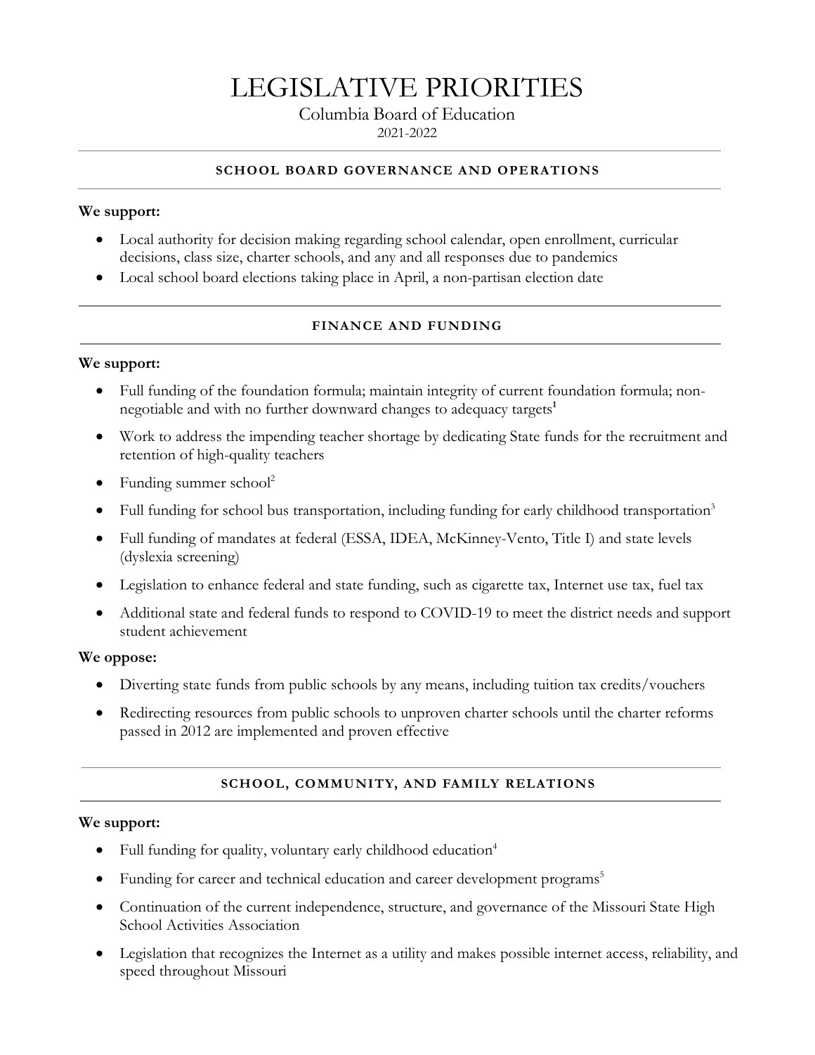# LEGISLATIVE PRIORITIES

Columbia Board of Education

2021-2022

## SCHOOL BOARD GOVERNANCE AND OPERATIONS

**We support:**

- Local authority for decision making regarding school calendar, open enrollment, curricular decisions, class size, charter schools, and any and all responses due to pandemics
- Local school board elections taking place in April, a non-partisan election date

## FINANCE AND FUNDING

**We support:**

- Full funding of the foundation formula; maintain integrity of current foundation formula; non-negotiable and with no further downward changes to adequacy targets[1]
- Work to address the impending teacher shortage by dedicating State funds for the recruitment and retention of high-quality teachers
- Funding summer school[2]
- Full funding for school bus transportation, including funding for early childhood transportation[3]
- Full funding of mandates at federal (ESSA, IDEA, McKinney-Vento, Title I) and state levels (dyslexia screening)
- Legislation to enhance federal and state funding, such as cigarette tax, Internet use tax, fuel tax
- Additional state and federal funds to respond to COVID-19 to meet the district needs and support student achievement

**We oppose:**

- Diverting state funds from public schools by any means, including tuition tax credits/vouchers
- Redirecting resources from public schools to unproven charter schools until the charter reforms passed in 2012 are implemented and proven effective

## SCHOOL, COMMUNITY, AND FAMILY RELATIONS

**We support:**

- Full funding for quality, voluntary early childhood education[4]
- Funding for career and technical education and career development programs[5]
- Continuation of the current independence, structure, and governance of the Missouri State High School Activities Association
- Legislation that recognizes the Internet as a utility and makes possible internet access, reliability, and speed throughout Missouri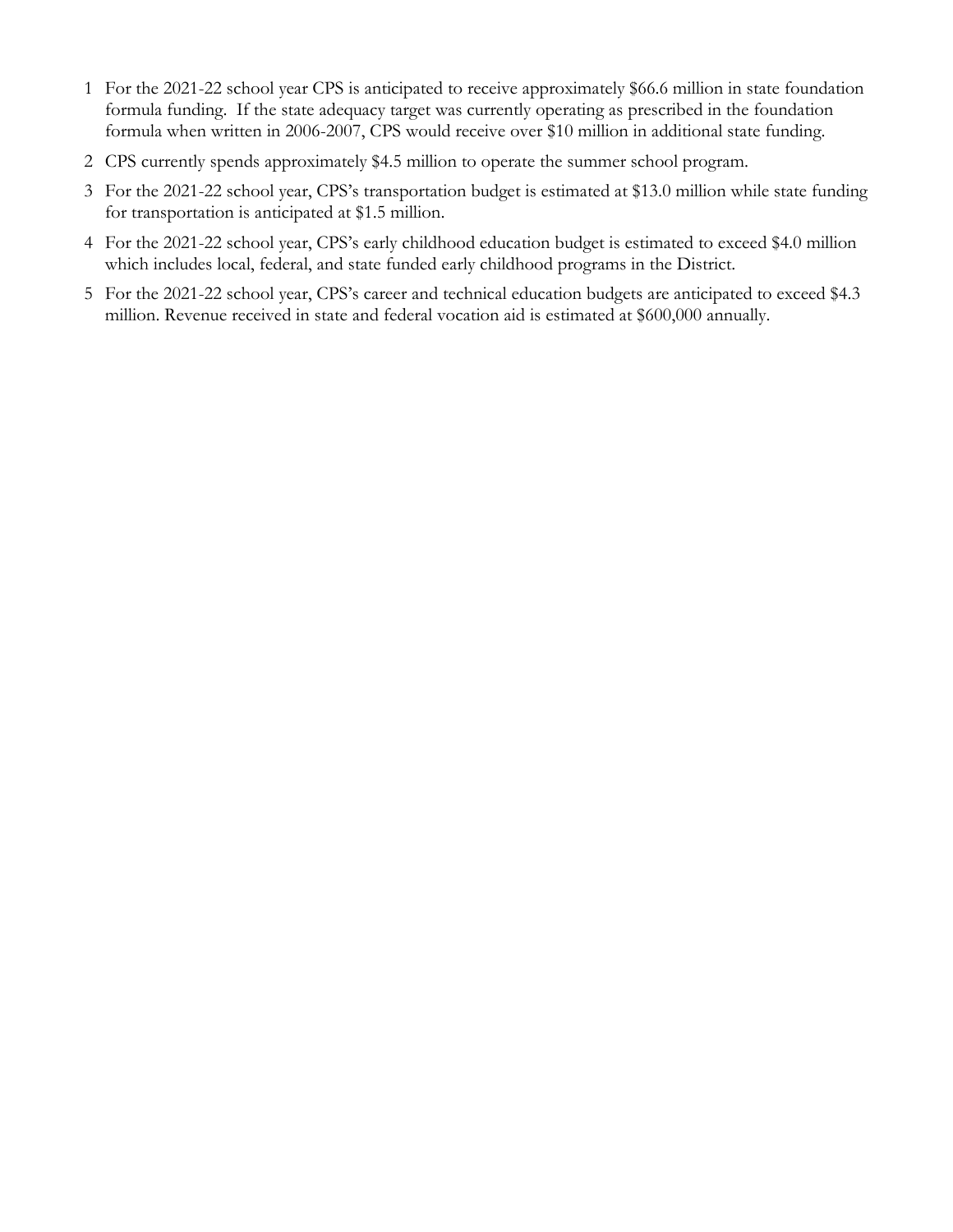1 For the 2021-22 school year CPS is anticipated to receive approximately $66.6 million in state foundation formula funding. If the state adequacy target was currently operating as prescribed in the foundation formula when written in 2006-2007, CPS would receive over $10 million in additional state funding.

2 CPS currently spends approximately $4.5 million to operate the summer school program.

3 For the 2021-22 school year, CPS's transportation budget is estimated at $13.0 million while state funding for transportation is anticipated at $1.5 million.

4 For the 2021-22 school year, CPS's early childhood education budget is estimated to exceed $4.0 million which includes local, federal, and state funded early childhood programs in the District.

5 For the 2021-22 school year, CPS's career and technical education budgets are anticipated to exceed $4.3 million. Revenue received in state and federal vocation aid is estimated at $600,000 annually.